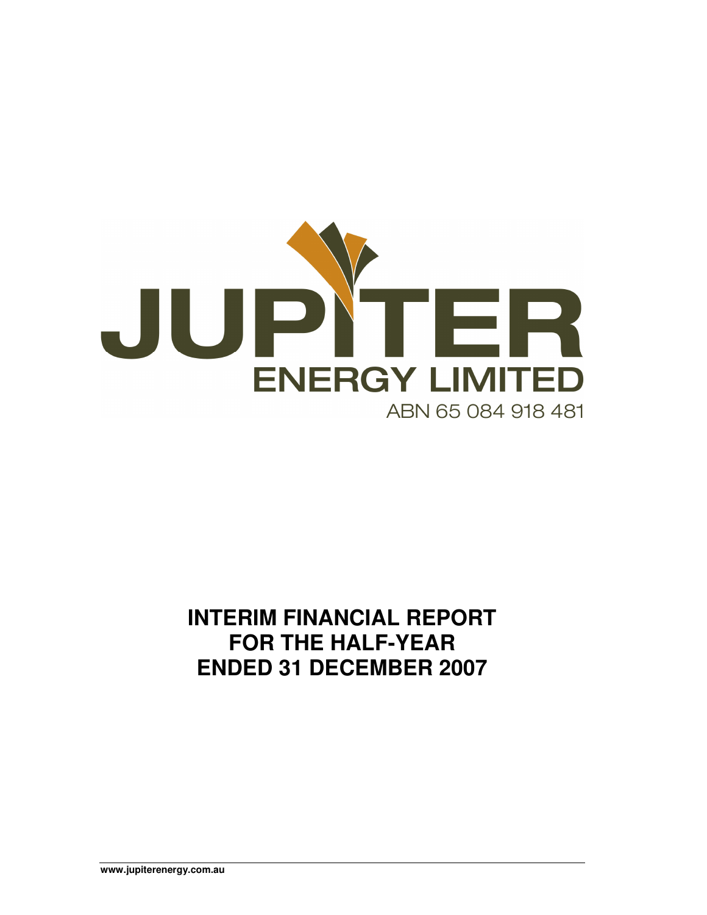# JUPITER

## ENERGY LIMITED

ABN 65 084 918 481

# INTERIM FINANCIAL REPORT FOR THE HALF-YEAR ENDED 31 DECEMBER 2007

www.jupiterenergy.com.au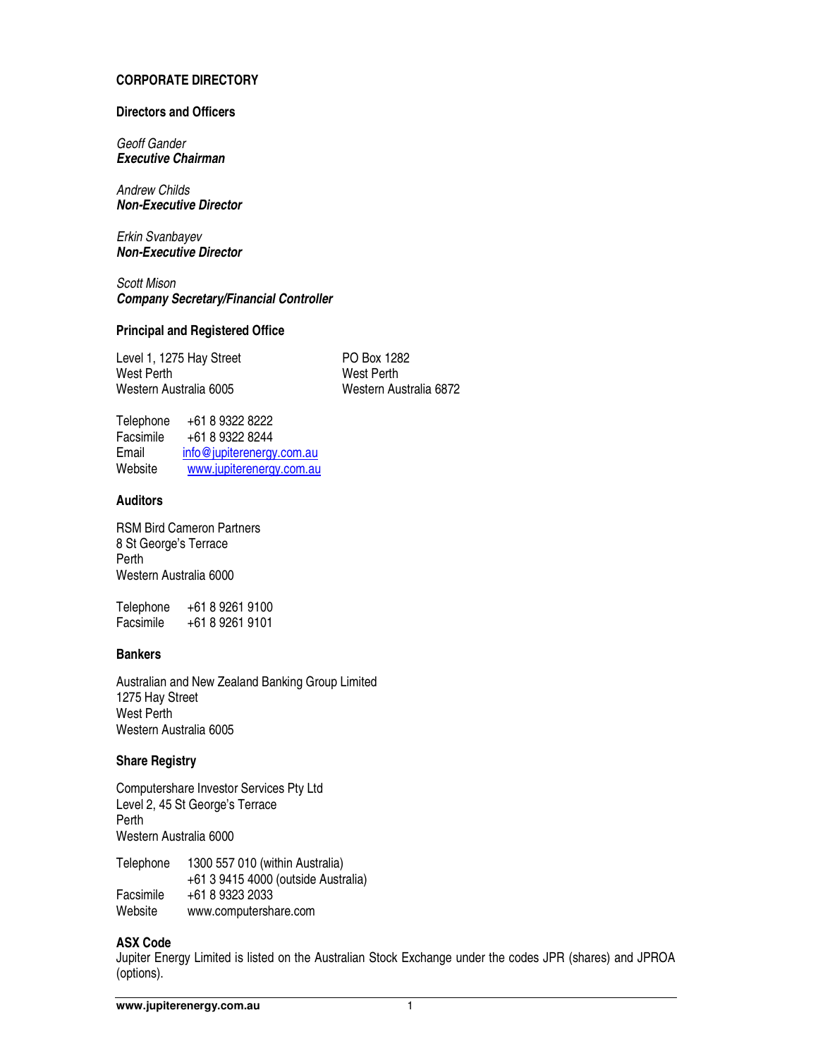# CORPORATE DIRECTORY

## Directors and Officers

*Geoff Gander*
***Executive Chairman***

*Andrew Childs*
***Non-Executive Director***

*Erkin Svanbayev*
***Non-Executive Director***

*Scott Mison*
***Company Secretary/Financial Controller***

## Principal and Registered Office

Level 1, 1275 Hay Street
West Perth
Western Australia 6005

PO Box 1282
West Perth
Western Australia 6872

Telephone +61 8 9322 8222
Facsimile +61 8 9322 8244
Email info@jupiterenergy.com.au
Website www.jupiterenergy.com.au

## Auditors

RSM Bird Cameron Partners
8 St George's Terrace
Perth
Western Australia 6000

Telephone +61 8 9261 9100
Facsimile +61 8 9261 9101

## Bankers

Australian and New Zealand Banking Group Limited
1275 Hay Street
West Perth
Western Australia 6005

## Share Registry

Computershare Investor Services Pty Ltd
Level 2, 45 St George's Terrace
Perth
Western Australia 6000

Telephone 1300 557 010 (within Australia)
+61 3 9415 4000 (outside Australia)
Facsimile +61 8 9323 2033
Website www.computershare.com

## ASX Code

Jupiter Energy Limited is listed on the Australian Stock Exchange under the codes JPR (shares) and JPROA (options).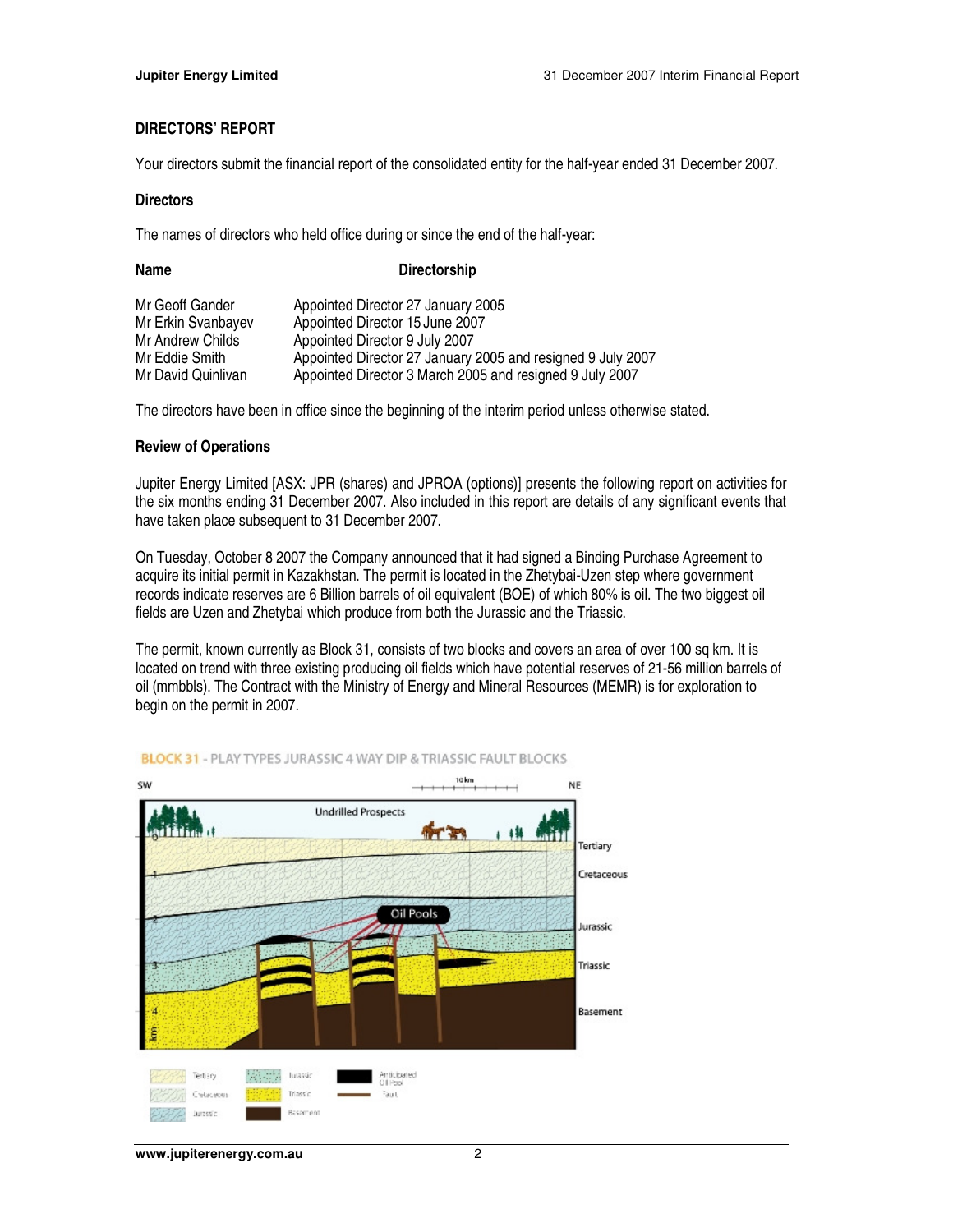## DIRECTORS' REPORT

Your directors submit the financial report of the consolidated entity for the half-year ended 31 December 2007.

### Directors

The names of directors who held office during or since the end of the half-year:

| Name | Directorship |
|---|---|
| Mr Geoff Gander | Appointed Director 27 January 2005 |
| Mr Erkin Svanbayev | Appointed Director 15 June 2007 |
| Mr Andrew Childs | Appointed Director 9 July 2007 |
| Mr Eddie Smith | Appointed Director 27 January 2005 and resigned 9 July 2007 |
| Mr David Quinlivan | Appointed Director 3 March 2005 and resigned 9 July 2007 |

The directors have been in office since the beginning of the interim period unless otherwise stated.

### Review of Operations

Jupiter Energy Limited [ASX: JPR (shares) and JPROA (options)] presents the following report on activities for the six months ending 31 December 2007. Also included in this report are details of any significant events that have taken place subsequent to 31 December 2007.

On Tuesday, October 8 2007 the Company announced that it had signed a Binding Purchase Agreement to acquire its initial permit in Kazakhstan. The permit is located in the Zhetybai-Uzen step where government records indicate reserves are 6 Billion barrels of oil equivalent (BOE) of which 80% is oil. The two biggest oil fields are Uzen and Zhetybai which produce from both the Jurassic and the Triassic.

The permit, known currently as Block 31, consists of two blocks and covers an area of over 100 sq km. It is located on trend with three existing producing oil fields which have potential reserves of 21-56 million barrels of oil (mmbbls). The Contract with the Ministry of Energy and Mineral Resources (MEMR) is for exploration to begin on the permit in 2007.

BLOCK 31 - PLAY TYPES JURASSIC 4 WAY DIP & TRIASSIC FAULT BLOCKS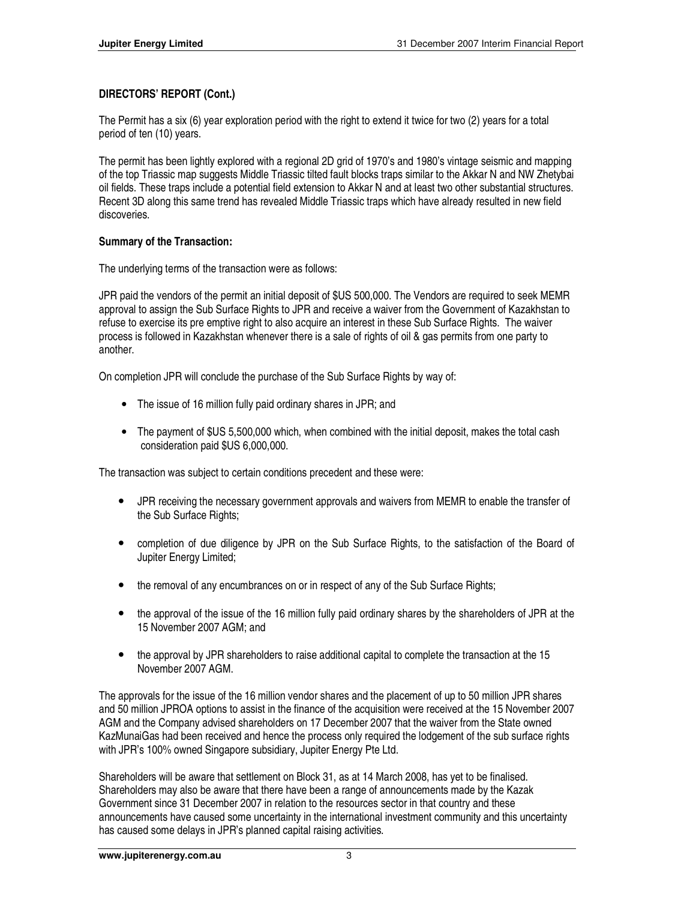**DIRECTORS' REPORT (Cont.)**

The Permit has a six (6) year exploration period with the right to extend it twice for two (2) years for a total period of ten (10) years.

The permit has been lightly explored with a regional 2D grid of 1970's and 1980's vintage seismic and mapping of the top Triassic map suggests Middle Triassic tilted fault blocks traps similar to the Akkar N and NW Zhetybai oil fields. These traps include a potential field extension to Akkar N and at least two other substantial structures. Recent 3D along this same trend has revealed Middle Triassic traps which have already resulted in new field discoveries.

**Summary of the Transaction:**

The underlying terms of the transaction were as follows:

JPR paid the vendors of the permit an initial deposit of $US 500,000. The Vendors are required to seek MEMR approval to assign the Sub Surface Rights to JPR and receive a waiver from the Government of Kazakhstan to refuse to exercise its pre emptive right to also acquire an interest in these Sub Surface Rights. The waiver process is followed in Kazakhstan whenever there is a sale of rights of oil & gas permits from one party to another.

On completion JPR will conclude the purchase of the Sub Surface Rights by way of:

- The issue of 16 million fully paid ordinary shares in JPR; and
- The payment of $US 5,500,000 which, when combined with the initial deposit, makes the total cash consideration paid $US 6,000,000.

The transaction was subject to certain conditions precedent and these were:

- JPR receiving the necessary government approvals and waivers from MEMR to enable the transfer of the Sub Surface Rights;
- completion of due diligence by JPR on the Sub Surface Rights, to the satisfaction of the Board of Jupiter Energy Limited;
- the removal of any encumbrances on or in respect of any of the Sub Surface Rights;
- the approval of the issue of the 16 million fully paid ordinary shares by the shareholders of JPR at the 15 November 2007 AGM; and
- the approval by JPR shareholders to raise additional capital to complete the transaction at the 15 November 2007 AGM.

The approvals for the issue of the 16 million vendor shares and the placement of up to 50 million JPR shares and 50 million JPROA options to assist in the finance of the acquisition were received at the 15 November 2007 AGM and the Company advised shareholders on 17 December 2007 that the waiver from the State owned KazMunaiGas had been received and hence the process only required the lodgement of the sub surface rights with JPR's 100% owned Singapore subsidiary, Jupiter Energy Pte Ltd.

Shareholders will be aware that settlement on Block 31, as at 14 March 2008, has yet to be finalised. Shareholders may also be aware that there have been a range of announcements made by the Kazak Government since 31 December 2007 in relation to the resources sector in that country and these announcements have caused some uncertainty in the international investment community and this uncertainty has caused some delays in JPR's planned capital raising activities.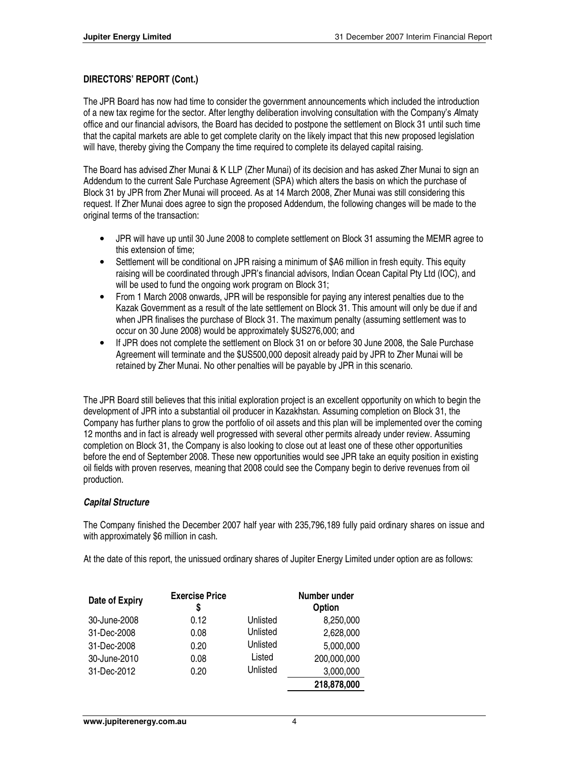**DIRECTORS' REPORT (Cont.)**

The JPR Board has now had time to consider the government announcements which included the introduction of a new tax regime for the sector. After lengthy deliberation involving consultation with the Company's *A*lmaty office and our financial advisors, the Board has decided to postpone the settlement on Block 31 until such time that the capital markets are able to get complete clarity on the likely impact that this new proposed legislation will have, thereby giving the Company the time required to complete its delayed capital raising.

The Board has advised Zher Munai & K LLP (Zher Munai) of its decision and has asked Zher Munai to sign an Addendum to the current Sale Purchase Agreement (SPA) which alters the basis on which the purchase of Block 31 by JPR from Zher Munai will proceed. As at 14 March 2008, Zher Munai was still considering this request. If Zher Munai does agree to sign the proposed Addendum, the following changes will be made to the original terms of the transaction:

- JPR will have up until 30 June 2008 to complete settlement on Block 31 assuming the MEMR agree to this extension of time;
- Settlement will be conditional on JPR raising a minimum of $A6 million in fresh equity. This equity raising will be coordinated through JPR's financial advisors, Indian Ocean Capital Pty Ltd (IOC), and will be used to fund the ongoing work program on Block 31;
- From 1 March 2008 onwards, JPR will be responsible for paying any interest penalties due to the Kazak Government as a result of the late settlement on Block 31. This amount will only be due if and when JPR finalises the purchase of Block 31. The maximum penalty (assuming settlement was to occur on 30 June 2008) would be approximately $US276,000; and
- If JPR does not complete the settlement on Block 31 on or before 30 June 2008, the Sale Purchase Agreement will terminate and the $US500,000 deposit already paid by JPR to Zher Munai will be retained by Zher Munai. No other penalties will be payable by JPR in this scenario.

The JPR Board still believes that this initial exploration project is an excellent opportunity on which to begin the development of JPR into a substantial oil producer in Kazakhstan. Assuming completion on Block 31, the Company has further plans to grow the portfolio of oil assets and this plan will be implemented over the coming 12 months and in fact is already well progressed with several other permits already under review. Assuming completion on Block 31, the Company is also looking to close out at least one of these other opportunities before the end of September 2008. These new opportunities would see JPR take an equity position in existing oil fields with proven reserves, meaning that 2008 could see the Company begin to derive revenues from oil production.

***Capital Structure***

The Company finished the December 2007 half year with 235,796,189 fully paid ordinary shares on issue and with approximately $6 million in cash.

At the date of this report, the unissued ordinary shares of Jupiter Energy Limited under option are as follows:

| Date of Expiry | Exercise Price $ | | Number under Option |
|---|---|---|---|
| 30-June-2008 | 0.12 | Unlisted | 8,250,000 |
| 31-Dec-2008 | 0.08 | Unlisted | 2,628,000 |
| 31-Dec-2008 | 0.20 | Unlisted | 5,000,000 |
| 30-June-2010 | 0.08 | Listed | 200,000,000 |
| 31-Dec-2012 | 0.20 | Unlisted | 3,000,000 |
| | | | **218,878,000** |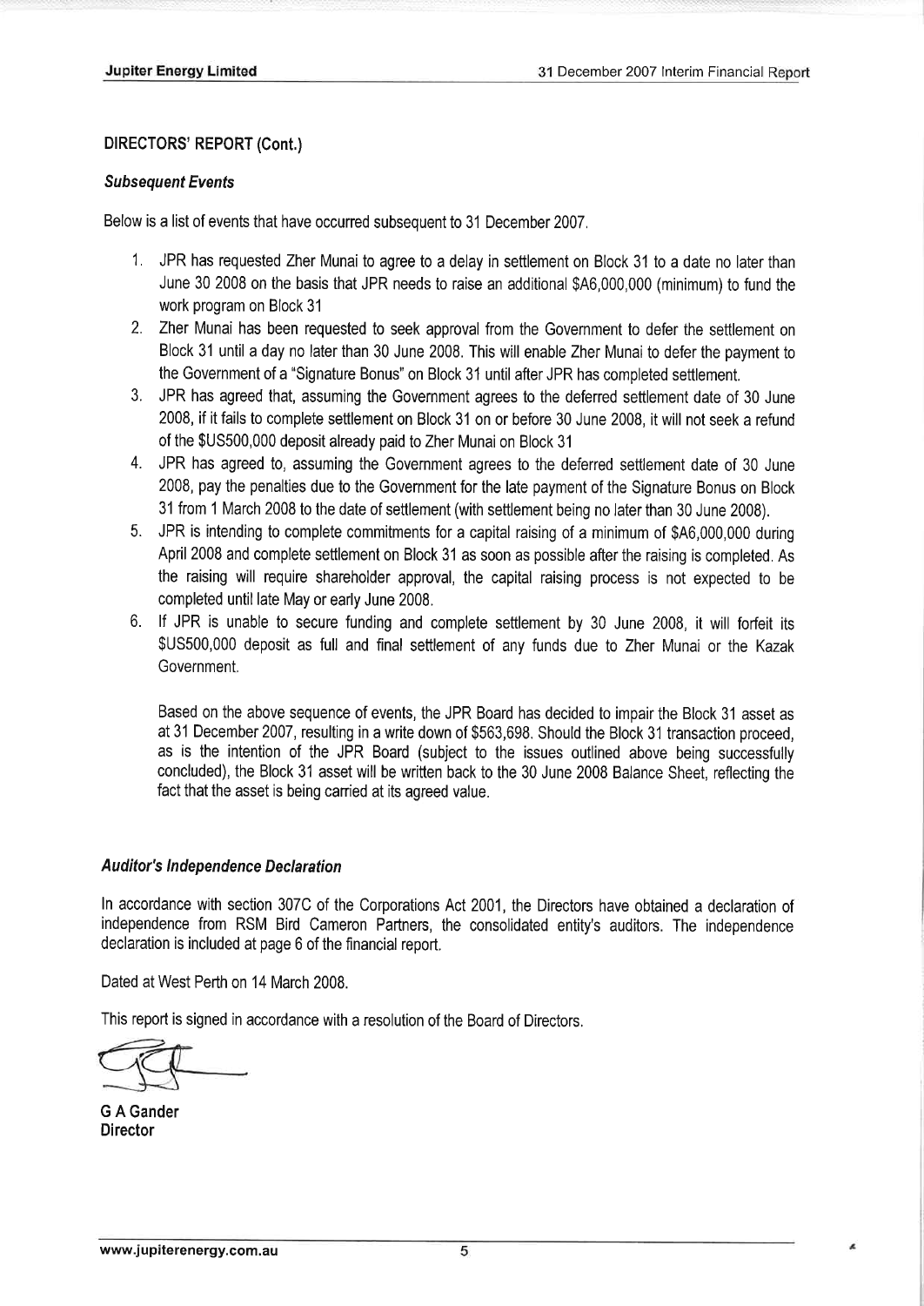**DIRECTORS' REPORT (Cont.)**

***Subsequent Events***

Below is a list of events that have occurred subsequent to 31 December 2007.

1. JPR has requested Zher Munai to agree to a delay in settlement on Block 31 to a date no later than June 30 2008 on the basis that JPR needs to raise an additional $A6,000,000 (minimum) to fund the work program on Block 31
2. Zher Munai has been requested to seek approval from the Government to defer the settlement on Block 31 until a day no later than 30 June 2008. This will enable Zher Munai to defer the payment to the Government of a "Signature Bonus" on Block 31 until after JPR has completed settlement.
3. JPR has agreed that, assuming the Government agrees to the deferred settlement date of 30 June 2008, if it fails to complete settlement on Block 31 on or before 30 June 2008, it will not seek a refund of the $US500,000 deposit already paid to Zher Munai on Block 31
4. JPR has agreed to, assuming the Government agrees to the deferred settlement date of 30 June 2008, pay the penalties due to the Government for the late payment of the Signature Bonus on Block 31 from 1 March 2008 to the date of settlement (with settlement being no later than 30 June 2008).
5. JPR is intending to complete commitments for a capital raising of a minimum of $A6,000,000 during April 2008 and complete settlement on Block 31 as soon as possible after the raising is completed. As the raising will require shareholder approval, the capital raising process is not expected to be completed until late May or early June 2008.
6. If JPR is unable to secure funding and complete settlement by 30 June 2008, it will forfeit its $US500,000 deposit as full and final settlement of any funds due to Zher Munai or the Kazak Government.

   Based on the above sequence of events, the JPR Board has decided to impair the Block 31 asset as at 31 December 2007, resulting in a write down of $563,698. Should the Block 31 transaction proceed, as is the intention of the JPR Board (subject to the issues outlined above being successfully concluded), the Block 31 asset will be written back to the 30 June 2008 Balance Sheet, reflecting the fact that the asset is being carried at its agreed value.

***Auditor's Independence Declaration***

In accordance with section 307C of the Corporations Act 2001, the Directors have obtained a declaration of independence from RSM Bird Cameron Partners, the consolidated entity's auditors. The independence declaration is included at page 6 of the financial report.

Dated at West Perth on 14 March 2008.

This report is signed in accordance with a resolution of the Board of Directors.

**G A Gander**
**Director**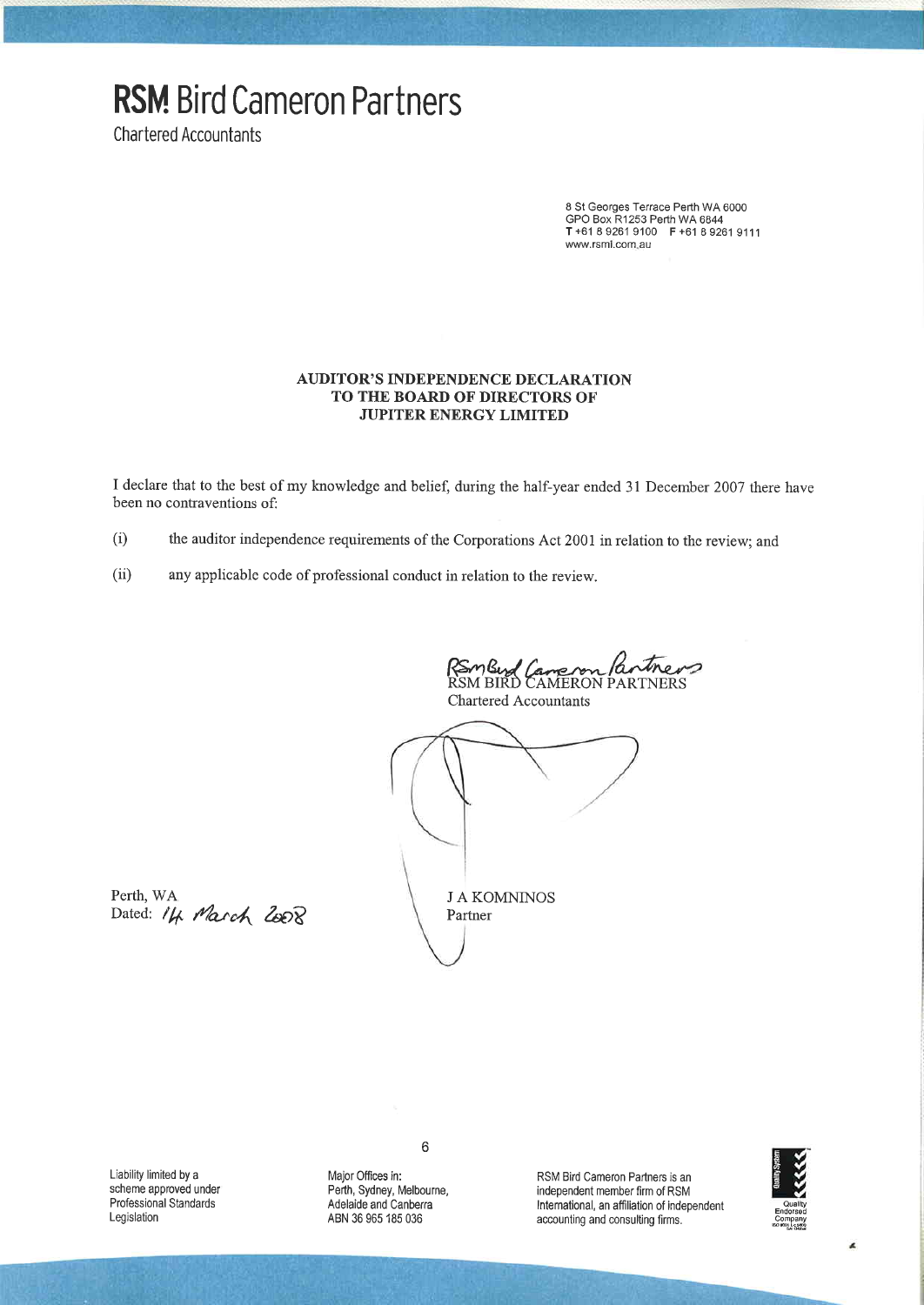# RSM Bird Cameron Partners

Chartered Accountants

8 St Georges Terrace Perth WA 6000
GPO Box R1253 Perth WA 6844
T +61 8 9261 9100 F +61 8 9261 9111
www.rsmi.com.au

**AUDITOR'S INDEPENDENCE DECLARATION**
**TO THE BOARD OF DIRECTORS OF**
**JUPITER ENERGY LIMITED**

I declare that to the best of my knowledge and belief, during the half-year ended 31 December 2007 there have been no contraventions of:

(i) the auditor independence requirements of the Corporations Act 2001 in relation to the review; and

(ii) any applicable code of professional conduct in relation to the review.

RSM BIRD CAMERON PARTNERS
Chartered Accountants

Perth, WA
Dated: 14 March 2008

J A KOMNINOS
Partner

Liability limited by a scheme approved under Professional Standards Legislation

Major Offices in: Perth, Sydney, Melbourne, Adelaide and Canberra
ABN 36 965 185 036

RSM Bird Cameron Partners is an independent member firm of RSM International, an affiliation of independent accounting and consulting firms.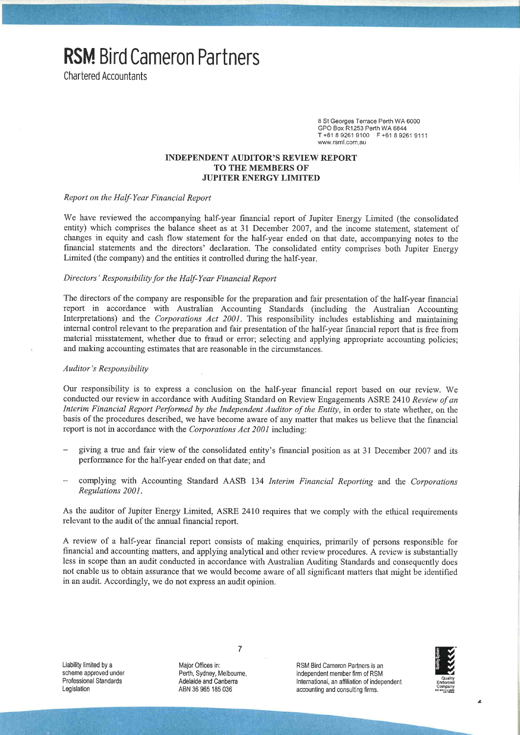# RSM Bird Cameron Partners

Chartered Accountants

8 St Georges Terrace Perth WA 6000
GPO Box R1253 Perth WA 6844
T +61 8 9261 9100 F +61 8 9261 9111
www.rsmi.com.au

## INDEPENDENT AUDITOR'S REVIEW REPORT TO THE MEMBERS OF JUPITER ENERGY LIMITED

*Report on the Half-Year Financial Report*

We have reviewed the accompanying half-year financial report of Jupiter Energy Limited (the consolidated entity) which comprises the balance sheet as at 31 December 2007, and the income statement, statement of changes in equity and cash flow statement for the half-year ended on that date, accompanying notes to the financial statements and the directors' declaration. The consolidated entity comprises both Jupiter Energy Limited (the company) and the entities it controlled during the half-year.

*Directors' Responsibility for the Half-Year Financial Report*

The directors of the company are responsible for the preparation and fair presentation of the half-year financial report in accordance with Australian Accounting Standards (including the Australian Accounting Interpretations) and the *Corporations Act 2001*. This responsibility includes establishing and maintaining internal control relevant to the preparation and fair presentation of the half-year financial report that is free from material misstatement, whether due to fraud or error; selecting and applying appropriate accounting policies; and making accounting estimates that are reasonable in the circumstances.

*Auditor's Responsibility*

Our responsibility is to express a conclusion on the half-year financial report based on our review. We conducted our review in accordance with Auditing Standard on Review Engagements ASRE 2410 *Review of an Interim Financial Report Performed by the Independent Auditor of the Entity*, in order to state whether, on the basis of the procedures described, we have become aware of any matter that makes us believe that the financial report is not in accordance with the *Corporations Act 2001* including:

- giving a true and fair view of the consolidated entity's financial position as at 31 December 2007 and its performance for the half-year ended on that date; and
- complying with Accounting Standard AASB 134 *Interim Financial Reporting* and the *Corporations Regulations 2001*.

As the auditor of Jupiter Energy Limited, ASRE 2410 requires that we comply with the ethical requirements relevant to the audit of the annual financial report.

A review of a half-year financial report consists of making enquiries, primarily of persons responsible for financial and accounting matters, and applying analytical and other review procedures. A review is substantially less in scope than an audit conducted in accordance with Australian Auditing Standards and consequently does not enable us to obtain assurance that we would become aware of all significant matters that might be identified in an audit. Accordingly, we do not express an audit opinion.

Liability limited by a scheme approved under Professional Standards Legislation

Major Offices in: Perth, Sydney, Melbourne, Adelaide and Canberra
ABN 36 965 185 036

RSM Bird Cameron Partners is an independent member firm of RSM International, an affiliation of independent accounting and consulting firms.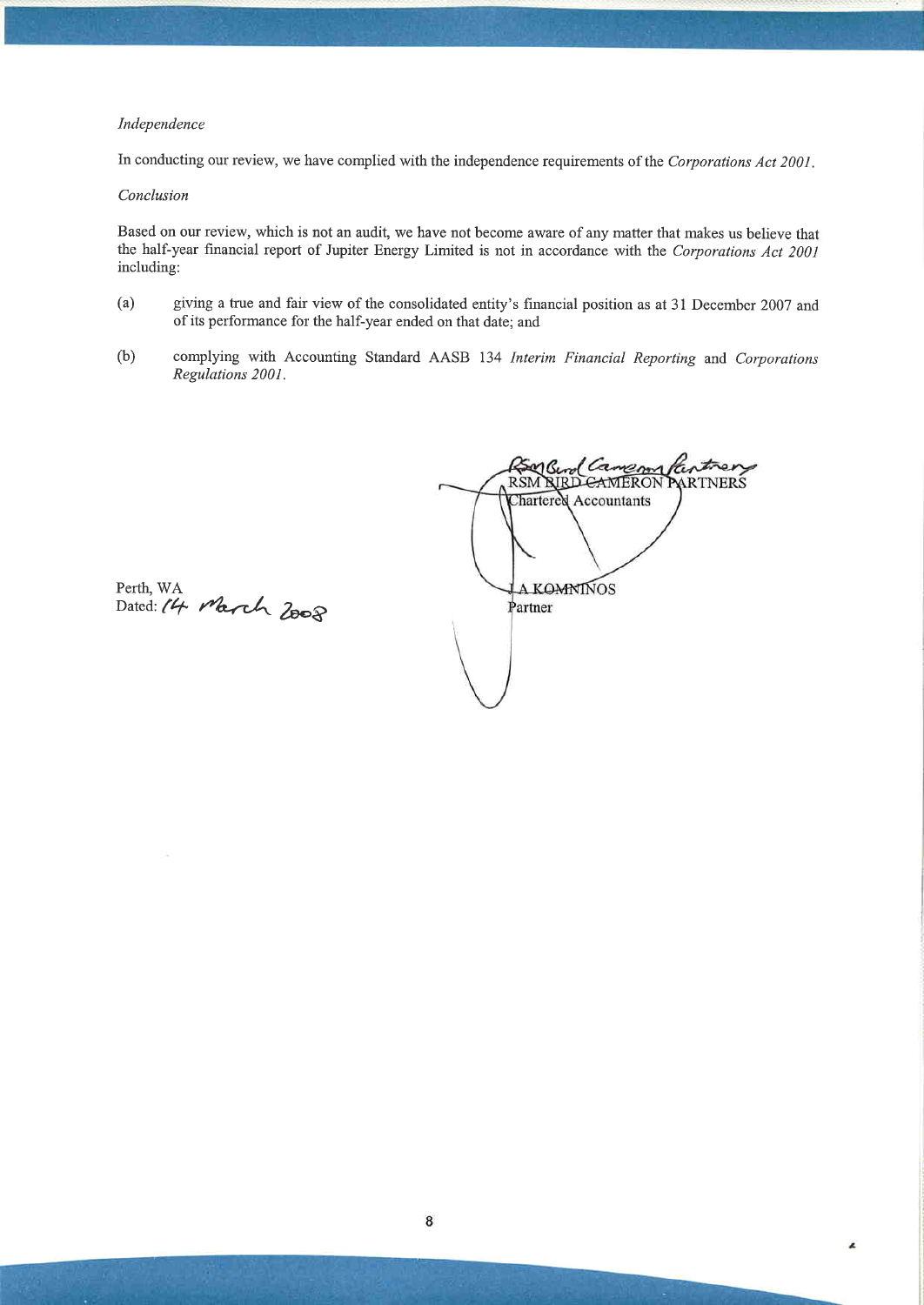*Independence*

In conducting our review, we have complied with the independence requirements of the *Corporations Act 2001*.

*Conclusion*

Based on our review, which is not an audit, we have not become aware of any matter that makes us believe that the half-year financial report of Jupiter Energy Limited is not in accordance with the *Corporations Act 2001* including:

(a) giving a true and fair view of the consolidated entity's financial position as at 31 December 2007 and of its performance for the half-year ended on that date; and

(b) complying with Accounting Standard AASB 134 *Interim Financial Reporting* and *Corporations Regulations 2001*.

RSM BIRD CAMERON PARTNERS
Chartered Accountants

J A KOMNINOS
Partner

Perth, WA
Dated: 14 March 2008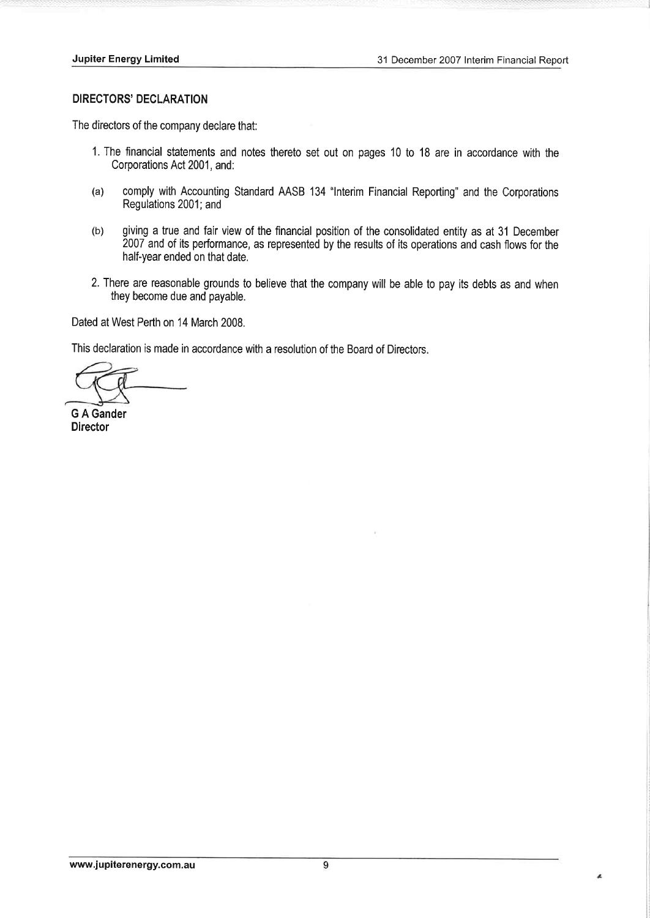## DIRECTORS' DECLARATION

The directors of the company declare that:

1. The financial statements and notes thereto set out on pages 10 to 18 are in accordance with the Corporations Act 2001, and:

   (a) comply with Accounting Standard AASB 134 "Interim Financial Reporting" and the Corporations Regulations 2001; and

   (b) giving a true and fair view of the financial position of the consolidated entity as at 31 December 2007 and of its performance, as represented by the results of its operations and cash flows for the half-year ended on that date.

2. There are reasonable grounds to believe that the company will be able to pay its debts as and when they become due and payable.

Dated at West Perth on 14 March 2008.

This declaration is made in accordance with a resolution of the Board of Directors.

**G A Gander**
**Director**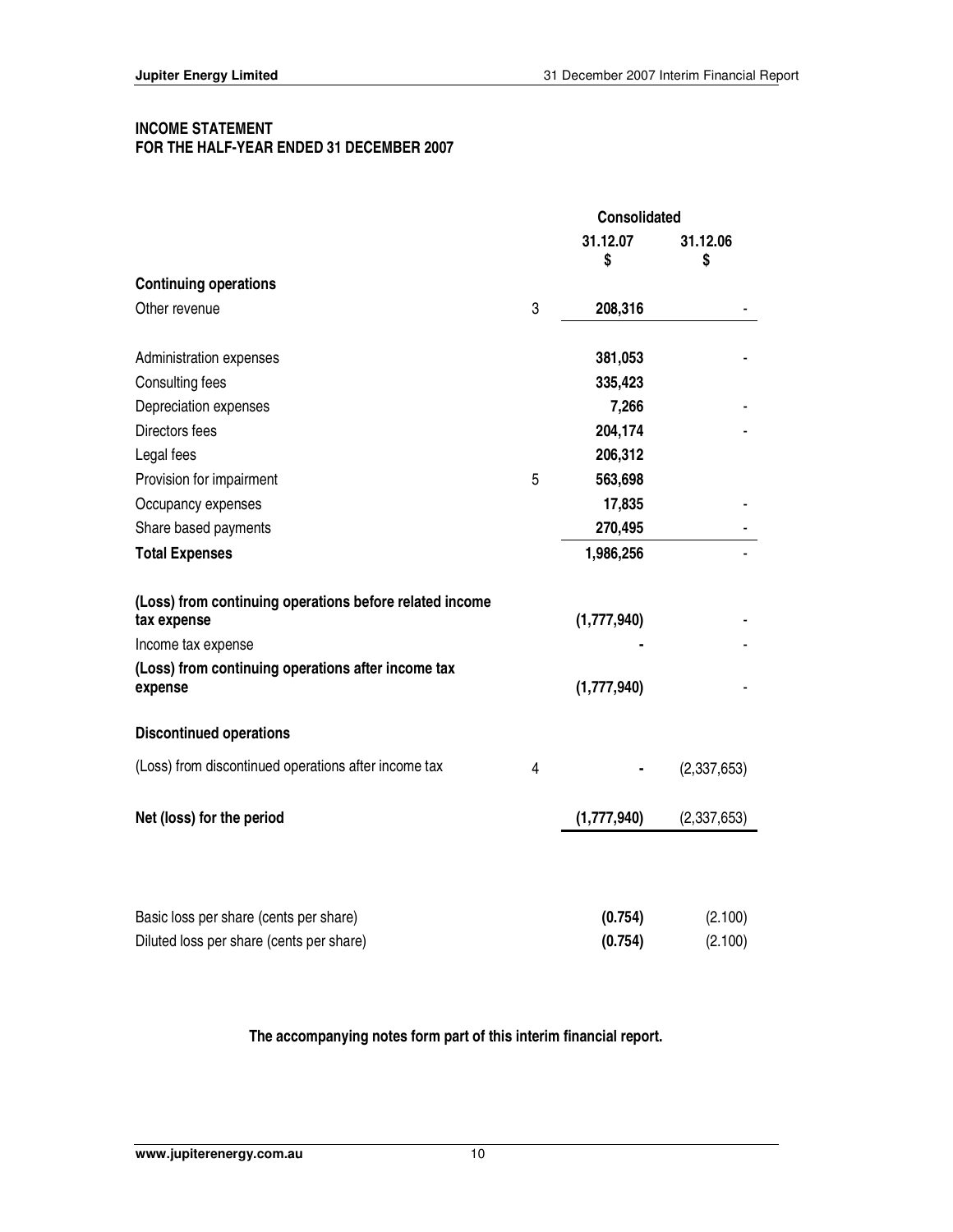## INCOME STATEMENT
## FOR THE HALF-YEAR ENDED 31 DECEMBER 2007

| | Note | Consolidated | |
|---|---|---|---|
| | | **31.12.07** **$** | **31.12.06** **$** |
| **Continuing operations** | | | |
| Other revenue | 3 | **208,316** | - |
| | | | |
| Administration expenses | | **381,053** | - |
| Consulting fees | | **335,423** | |
| Depreciation expenses | | **7,266** | - |
| Directors fees | | **204,174** | - |
| Legal fees | | **206,312** | |
| Provision for impairment | 5 | **563,698** | |
| Occupancy expenses | | **17,835** | - |
| Share based payments | | **270,495** | - |
| **Total Expenses** | | **1,986,256** | - |
| | | | |
| **(Loss) from continuing operations before related income tax expense** | | **(1,777,940)** | - |
| Income tax expense | | **-** | - |
| **(Loss) from continuing operations after income tax expense** | | **(1,777,940)** | - |
| | | | |
| **Discontinued operations** | | | |
| (Loss) from discontinued operations after income tax | 4 | **-** | (2,337,653) |
| | | | |
| **Net (loss) for the period** | | **(1,777,940)** | (2,337,653) |
| | | | |
| Basic loss per share (cents per share) | | **(0.754)** | (2.100) |
| Diluted loss per share (cents per share) | | **(0.754)** | (2.100) |

**The accompanying notes form part of this interim financial report.**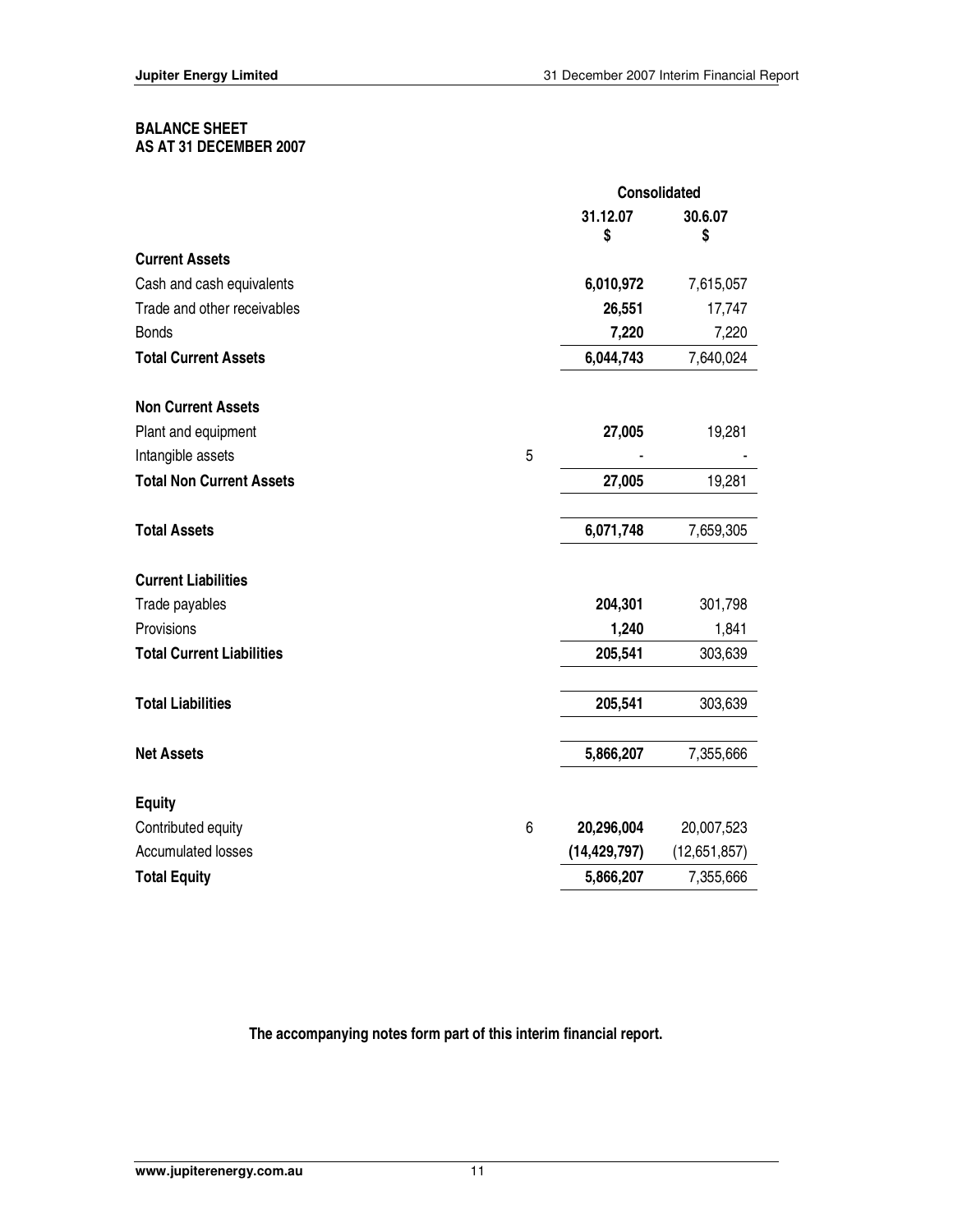## BALANCE SHEET
## AS AT 31 DECEMBER 2007

| | Note | Consolidated | |
|---|---|---|---|
| | | 31.12.07 $ | 30.6.07 $ |
| **Current Assets** | | | |
| Cash and cash equivalents | | **6,010,972** | 7,615,057 |
| Trade and other receivables | | **26,551** | 17,747 |
| Bonds | | **7,220** | 7,220 |
| **Total Current Assets** | | **6,044,743** | 7,640,024 |
| | | | |
| **Non Current Assets** | | | |
| Plant and equipment | | **27,005** | 19,281 |
| Intangible assets | 5 | **-** | - |
| **Total Non Current Assets** | | **27,005** | 19,281 |
| | | | |
| **Total Assets** | | **6,071,748** | 7,659,305 |
| | | | |
| **Current Liabilities** | | | |
| Trade payables | | **204,301** | 301,798 |
| Provisions | | **1,240** | 1,841 |
| **Total Current Liabilities** | | **205,541** | 303,639 |
| | | | |
| **Total Liabilities** | | **205,541** | 303,639 |
| | | | |
| **Net Assets** | | **5,866,207** | 7,355,666 |
| | | | |
| **Equity** | | | |
| Contributed equity | 6 | **20,296,004** | 20,007,523 |
| Accumulated losses | | **(14,429,797)** | (12,651,857) |
| **Total Equity** | | **5,866,207** | 7,355,666 |

**The accompanying notes form part of this interim financial report.**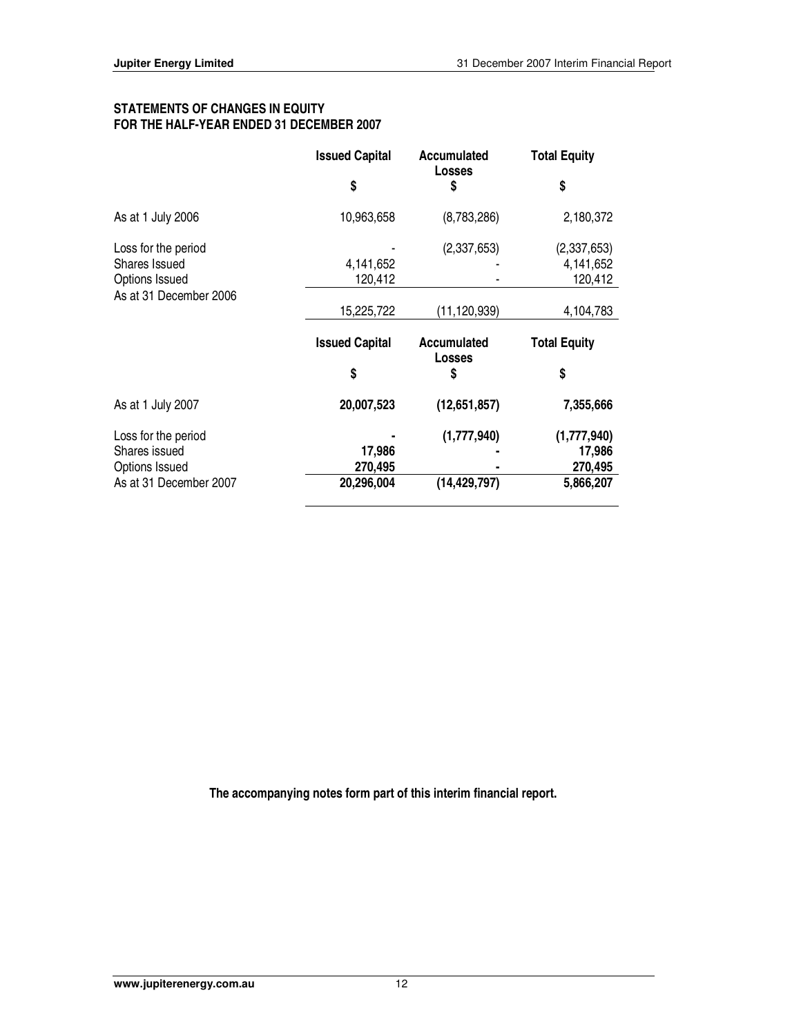## STATEMENTS OF CHANGES IN EQUITY
## FOR THE HALF-YEAR ENDED 31 DECEMBER 2007

| | Issued Capital | Accumulated Losses | Total Equity |
|---|---|---|---|
| | $ | $ | $ |
| As at 1 July 2006 | 10,963,658 | (8,783,286) | 2,180,372 |
| Loss for the period | - | (2,337,653) | (2,337,653) |
| Shares Issued | 4,141,652 | - | 4,141,652 |
| Options Issued | 120,412 | - | 120,412 |
| As at 31 December 2006 | 15,225,722 | (11,120,939) | 4,104,783 |

| | **Issued Capital** | **Accumulated Losses** | **Total Equity** |
|---|---|---|---|
| | **$** | **$** | **$** |
| As at 1 July 2007 | **20,007,523** | **(12,651,857)** | **7,355,666** |
| Loss for the period | **-** | **(1,777,940)** | **(1,777,940)** |
| Shares issued | **17,986** | **-** | **17,986** |
| Options Issued | **270,495** | **-** | **270,495** |
| As at 31 December 2007 | **20,296,004** | **(14,429,797)** | **5,866,207** |

**The accompanying notes form part of this interim financial report.**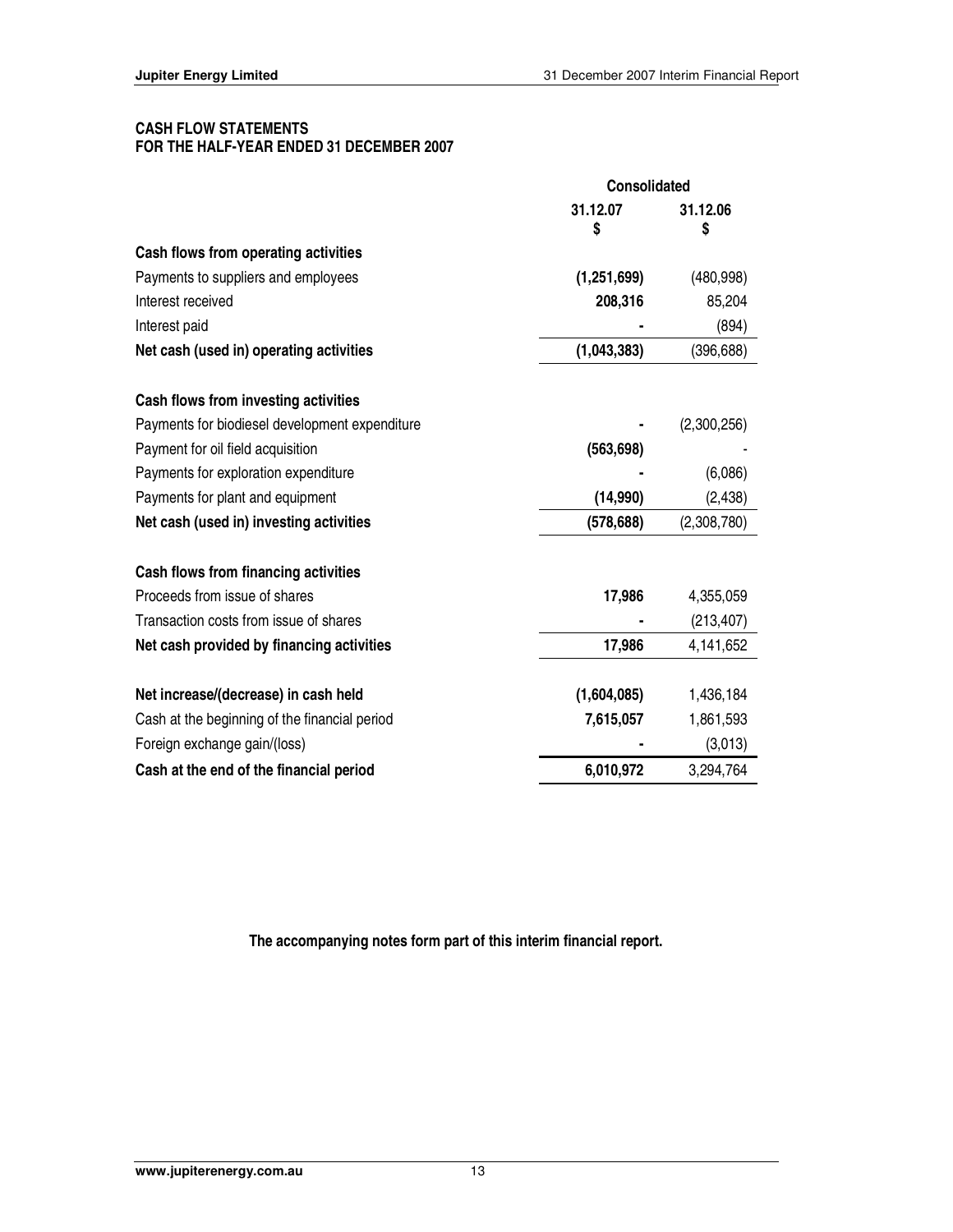**CASH FLOW STATEMENTS**
**FOR THE HALF-YEAR ENDED 31 DECEMBER 2007**

| | Consolidated | |
|---|---|---|
| | **31.12.07** | **31.12.06** |
| | **$** | **$** |
| **Cash flows from operating activities** | | |
| Payments to suppliers and employees | **(1,251,699)** | (480,998) |
| Interest received | **208,316** | 85,204 |
| Interest paid | **-** | (894) |
| **Net cash (used in) operating activities** | **(1,043,383)** | (396,688) |
| | | |
| **Cash flows from investing activities** | | |
| Payments for biodiesel development expenditure | **-** | (2,300,256) |
| Payment for oil field acquisition | **(563,698)** | - |
| Payments for exploration expenditure | **-** | (6,086) |
| Payments for plant and equipment | **(14,990)** | (2,438) |
| **Net cash (used in) investing activities** | **(578,688)** | (2,308,780) |
| | | |
| **Cash flows from financing activities** | | |
| Proceeds from issue of shares | **17,986** | 4,355,059 |
| Transaction costs from issue of shares | **-** | (213,407) |
| **Net cash provided by financing activities** | **17,986** | 4,141,652 |
| | | |
| **Net increase/(decrease) in cash held** | **(1,604,085)** | 1,436,184 |
| Cash at the beginning of the financial period | **7,615,057** | 1,861,593 |
| Foreign exchange gain/(loss) | **-** | (3,013) |
| **Cash at the end of the financial period** | **6,010,972** | 3,294,764 |

**The accompanying notes form part of this interim financial report.**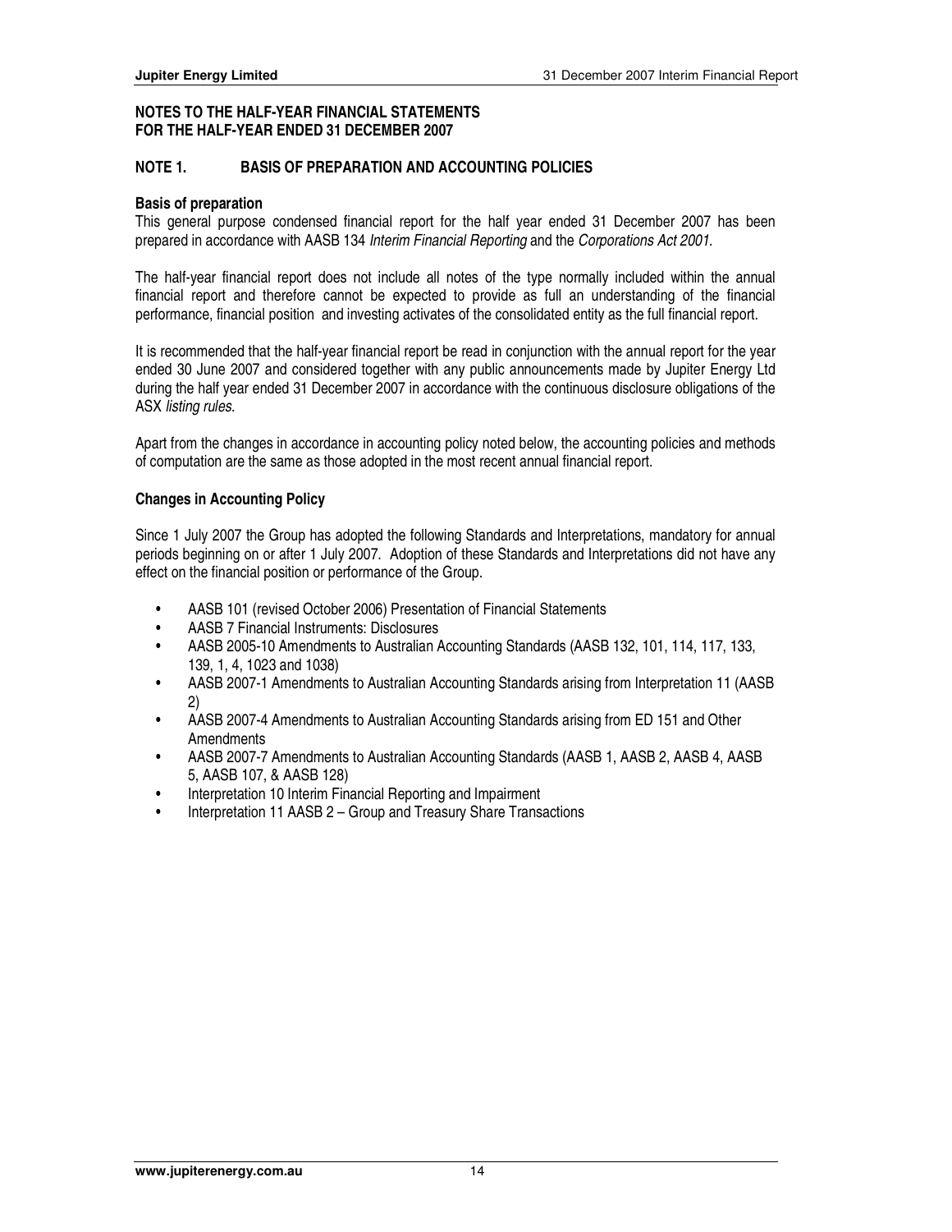## NOTES TO THE HALF-YEAR FINANCIAL STATEMENTS FOR THE HALF-YEAR ENDED 31 DECEMBER 2007

### NOTE 1. BASIS OF PREPARATION AND ACCOUNTING POLICIES

**Basis of preparation**

This general purpose condensed financial report for the half year ended 31 December 2007 has been prepared in accordance with AASB 134 *Interim Financial Reporting* and the *Corporations Act 2001.*

The half-year financial report does not include all notes of the type normally included within the annual financial report and therefore cannot be expected to provide as full an understanding of the financial performance, financial position and investing activates of the consolidated entity as the full financial report.

It is recommended that the half-year financial report be read in conjunction with the annual report for the year ended 30 June 2007 and considered together with any public announcements made by Jupiter Energy Ltd during the half year ended 31 December 2007 in accordance with the continuous disclosure obligations of the ASX *listing rules.*

Apart from the changes in accordance in accounting policy noted below, the accounting policies and methods of computation are the same as those adopted in the most recent annual financial report.

**Changes in Accounting Policy**

Since 1 July 2007 the Group has adopted the following Standards and Interpretations, mandatory for annual periods beginning on or after 1 July 2007. Adoption of these Standards and Interpretations did not have any effect on the financial position or performance of the Group.

- AASB 101 (revised October 2006) Presentation of Financial Statements
- AASB 7 Financial Instruments: Disclosures
- AASB 2005-10 Amendments to Australian Accounting Standards (AASB 132, 101, 114, 117, 133, 139, 1, 4, 1023 and 1038)
- AASB 2007-1 Amendments to Australian Accounting Standards arising from Interpretation 11 (AASB 2)
- AASB 2007-4 Amendments to Australian Accounting Standards arising from ED 151 and Other Amendments
- AASB 2007-7 Amendments to Australian Accounting Standards (AASB 1, AASB 2, AASB 4, AASB 5, AASB 107, & AASB 128)
- Interpretation 10 Interim Financial Reporting and Impairment
- Interpretation 11 AASB 2 – Group and Treasury Share Transactions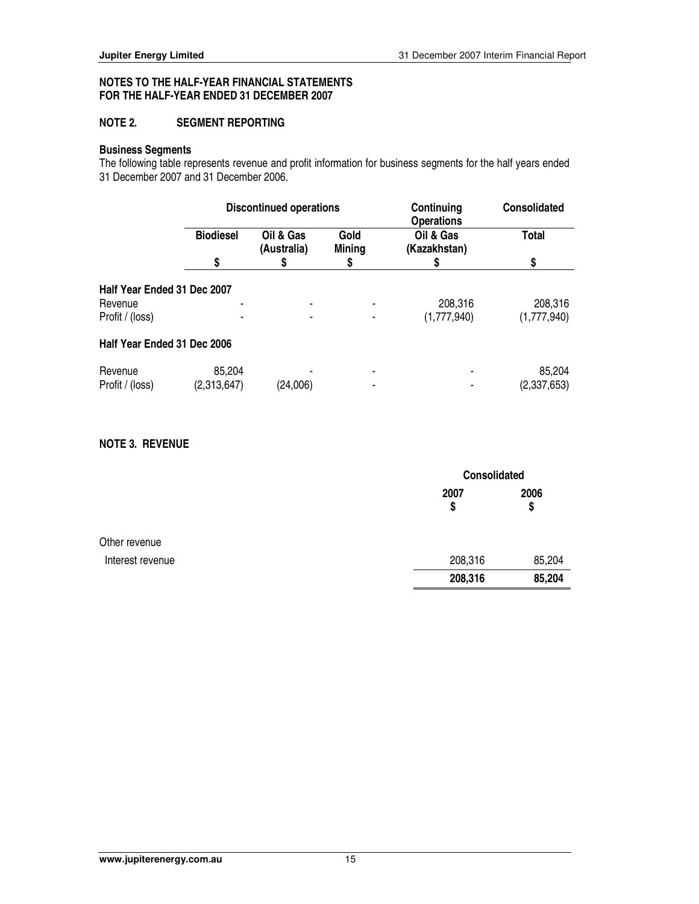**NOTES TO THE HALF-YEAR FINANCIAL STATEMENTS**
**FOR THE HALF-YEAR ENDED 31 DECEMBER 2007**

## NOTE 2. SEGMENT REPORTING

### Business Segments

The following table represents revenue and profit information for business segments for the half years ended 31 December 2007 and 31 December 2006.

| | Discontinued operations | | | Continuing Operations | Consolidated |
|---|---|---|---|---|---|
| | Biodiesel | Oil & Gas (Australia) | Gold Mining | Oil & Gas (Kazakhstan) | Total |
| | $ | $ | $ | $ | $ |
| **Half Year Ended 31 Dec 2007** | | | | | |
| Revenue | - | - | - | 208,316 | 208,316 |
| Profit / (loss) | - | - | - | (1,777,940) | (1,777,940) |
| **Half Year Ended 31 Dec 2006** | | | | | |
| Revenue | 85,204 | - | - | - | 85,204 |
| Profit / (loss) | (2,313,647) | (24,006) | - | - | (2,337,653) |

## NOTE 3. REVENUE

| | Consolidated | |
|---|---|---|
| | 2007 $ | 2006 $ |
| Other revenue | | |
| Interest revenue | 208,316 | 85,204 |
| | **208,316** | **85,204** |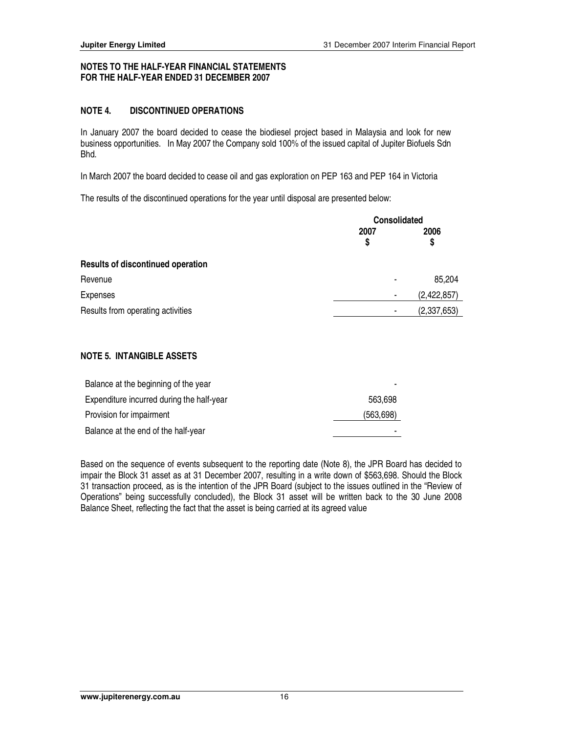**NOTES TO THE HALF-YEAR FINANCIAL STATEMENTS**
**FOR THE HALF-YEAR ENDED 31 DECEMBER 2007**

## NOTE 4. DISCONTINUED OPERATIONS

In January 2007 the board decided to cease the biodiesel project based in Malaysia and look for new business opportunities. In May 2007 the Company sold 100% of the issued capital of Jupiter Biofuels Sdn Bhd.

In March 2007 the board decided to cease oil and gas exploration on PEP 163 and PEP 164 in Victoria

The results of the discontinued operations for the year until disposal are presented below:

| | Consolidated | |
|---|---|---|
| | 2007<br>$ | 2006<br>$ |
| **Results of discontinued operation** | | |
| Revenue | - | 85,204 |
| Expenses | - | (2,422,857) |
| Results from operating activities | - | (2,337,653) |

## NOTE 5. INTANGIBLE ASSETS

| | |
|---|---|
| Balance at the beginning of the year | - |
| Expenditure incurred during the half-year | 563,698 |
| Provision for impairment | (563,698) |
| Balance at the end of the half-year | - |

Based on the sequence of events subsequent to the reporting date (Note 8), the JPR Board has decided to impair the Block 31 asset as at 31 December 2007, resulting in a write down of $563,698. Should the Block 31 transaction proceed, as is the intention of the JPR Board (subject to the issues outlined in the "Review of Operations" being successfully concluded), the Block 31 asset will be written back to the 30 June 2008 Balance Sheet, reflecting the fact that the asset is being carried at its agreed value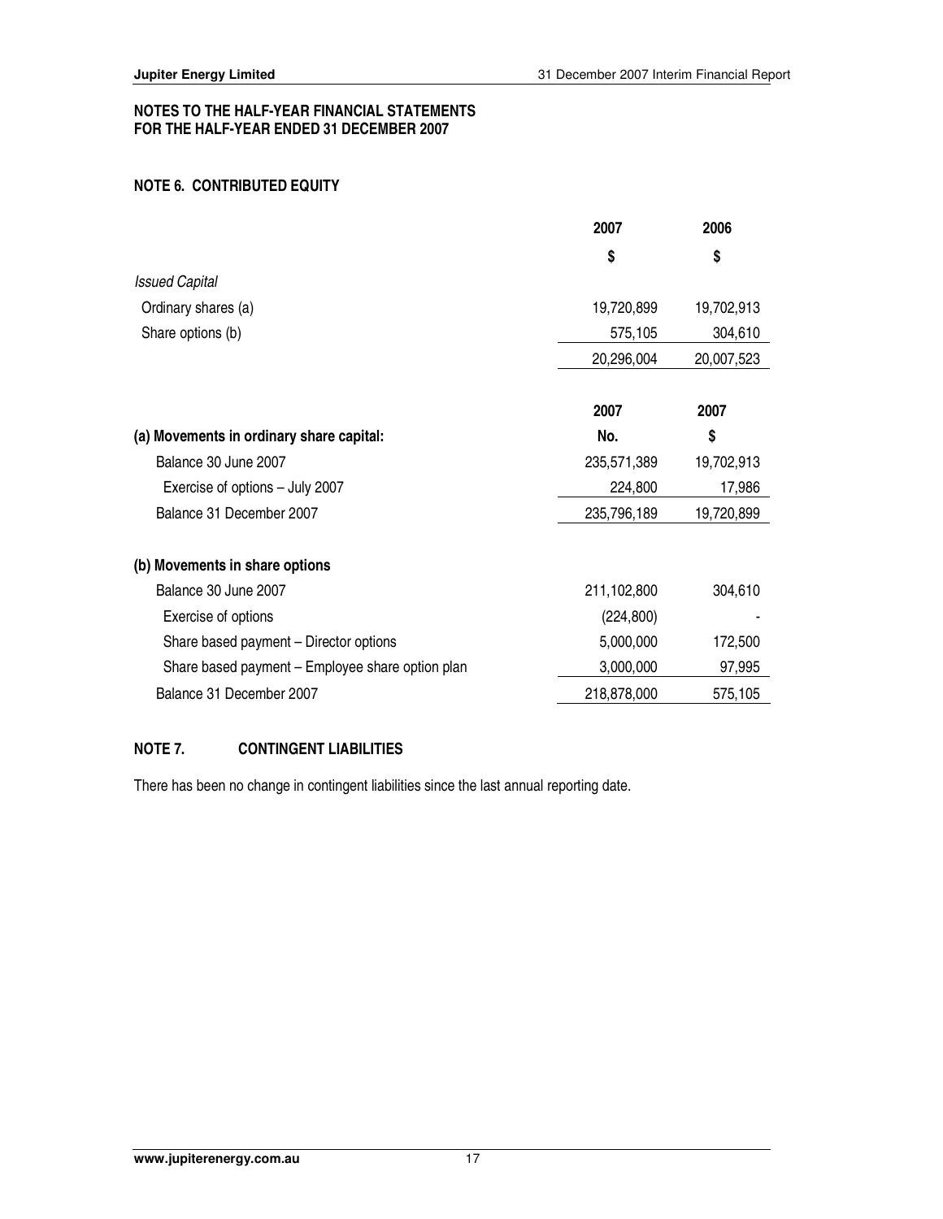**NOTES TO THE HALF-YEAR FINANCIAL STATEMENTS**
**FOR THE HALF-YEAR ENDED 31 DECEMBER 2007**

## NOTE 6. CONTRIBUTED EQUITY

| | 2007 | 2006 |
|---|---|---|
| | $ | $ |
| *Issued Capital* | | |
| Ordinary shares (a) | 19,720,899 | 19,702,913 |
| Share options (b) | 575,105 | 304,610 |
| | 20,296,004 | 20,007,523 |

| | 2007 | 2007 |
|---|---|---|
| **(a) Movements in ordinary share capital:** | **No.** | **$** |
| Balance 30 June 2007 | 235,571,389 | 19,702,913 |
| Exercise of options – July 2007 | 224,800 | 17,986 |
| Balance 31 December 2007 | 235,796,189 | 19,720,899 |
| | | |
| **(b) Movements in share options** | | |
| Balance 30 June 2007 | 211,102,800 | 304,610 |
| Exercise of options | (224,800) | - |
| Share based payment – Director options | 5,000,000 | 172,500 |
| Share based payment – Employee share option plan | 3,000,000 | 97,995 |
| Balance 31 December 2007 | 218,878,000 | 575,105 |

## NOTE 7. CONTINGENT LIABILITIES

There has been no change in contingent liabilities since the last annual reporting date.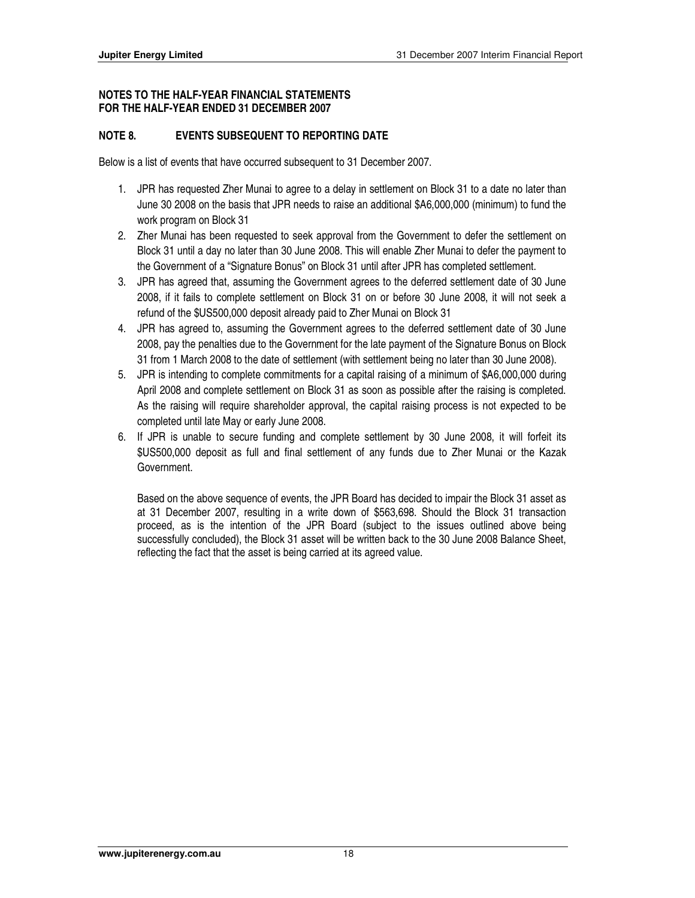**NOTES TO THE HALF-YEAR FINANCIAL STATEMENTS**
**FOR THE HALF-YEAR ENDED 31 DECEMBER 2007**

## NOTE 8. EVENTS SUBSEQUENT TO REPORTING DATE

Below is a list of events that have occurred subsequent to 31 December 2007.

1. JPR has requested Zher Munai to agree to a delay in settlement on Block 31 to a date no later than June 30 2008 on the basis that JPR needs to raise an additional $A6,000,000 (minimum) to fund the work program on Block 31
2. Zher Munai has been requested to seek approval from the Government to defer the settlement on Block 31 until a day no later than 30 June 2008. This will enable Zher Munai to defer the payment to the Government of a "Signature Bonus" on Block 31 until after JPR has completed settlement.
3. JPR has agreed that, assuming the Government agrees to the deferred settlement date of 30 June 2008, if it fails to complete settlement on Block 31 on or before 30 June 2008, it will not seek a refund of the $US500,000 deposit already paid to Zher Munai on Block 31
4. JPR has agreed to, assuming the Government agrees to the deferred settlement date of 30 June 2008, pay the penalties due to the Government for the late payment of the Signature Bonus on Block 31 from 1 March 2008 to the date of settlement (with settlement being no later than 30 June 2008).
5. JPR is intending to complete commitments for a capital raising of a minimum of $A6,000,000 during April 2008 and complete settlement on Block 31 as soon as possible after the raising is completed. As the raising will require shareholder approval, the capital raising process is not expected to be completed until late May or early June 2008.
6. If JPR is unable to secure funding and complete settlement by 30 June 2008, it will forfeit its $US500,000 deposit as full and final settlement of any funds due to Zher Munai or the Kazak Government.

Based on the above sequence of events, the JPR Board has decided to impair the Block 31 asset as at 31 December 2007, resulting in a write down of $563,698. Should the Block 31 transaction proceed, as is the intention of the JPR Board (subject to the issues outlined above being successfully concluded), the Block 31 asset will be written back to the 30 June 2008 Balance Sheet, reflecting the fact that the asset is being carried at its agreed value.